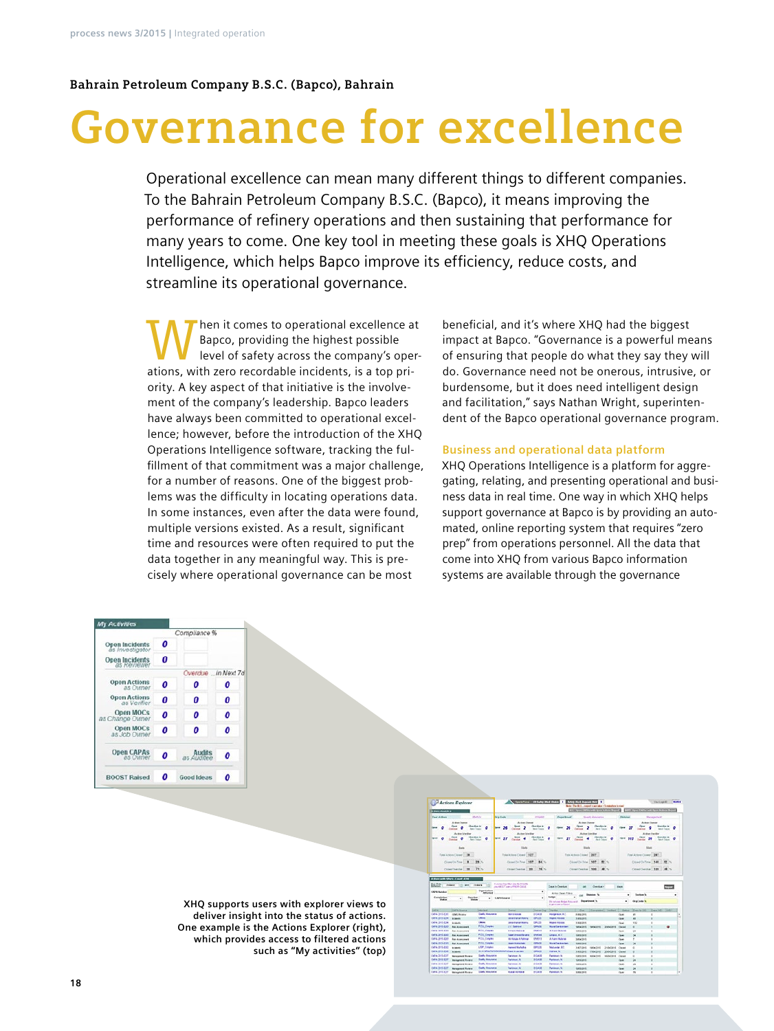Bahrain Petroleum Company B.S.C. (Bapco), Bahrain

# Governance for excellence

Operational excellence can mean many different things to different companies. To the Bahrain Petroleum Company B.S.C. (Bapco), it means improving the performance of refinery operations and then sustaining that performance for many years to come. One key tool in meeting these goals is XHQ Operations Intelligence, which helps Bapco improve its efficiency, reduce costs, and streamline its operational governance.

When it comes to operational excellence at Bapco, providing the highest possible level of safety across the company's operations, with zero recordable incidents, is a top priority. A key aspect of that initiative is the involvement of the company's leadership. Bapco leaders have always been committed to operational excellence; however, before the introduction of the XHQ Operations Intelligence software, tracking the fulfillment of that commitment was a major challenge, for a number of reasons. One of the biggest problems was the difficulty in locating operations data. In some instances, even after the data were found, multiple versions existed. As a result, significant time and resources were often required to put the data together in any meaningful way. This is precisely where operational governance can be most beneficial, and it's where XHQ had the biggest impact at Bapco. "Governance is a powerful means of ensuring that people do what they say they will do. Governance need not be onerous, intrusive, or burdensome, but it does need intelligent design and facilitation," says Nathan Wright, superintendent of the Bapco operational governance program.

## Business and operational data platform

XHQ Operations Intelligence is a platform for aggregating, relating, and presenting operational and business data in real time. One way in which XHQ helps support governance at Bapco is by providing an automated, online reporting system that requires "zero prep" from operations personnel. All the data that come into XHQ from various Bapco information systems are available through the governance

XHQ supports users with explorer views to deliver insight into the status of actions. One example is the Actions Explorer (right), which provides access to filtered actions such as "My activities" (top)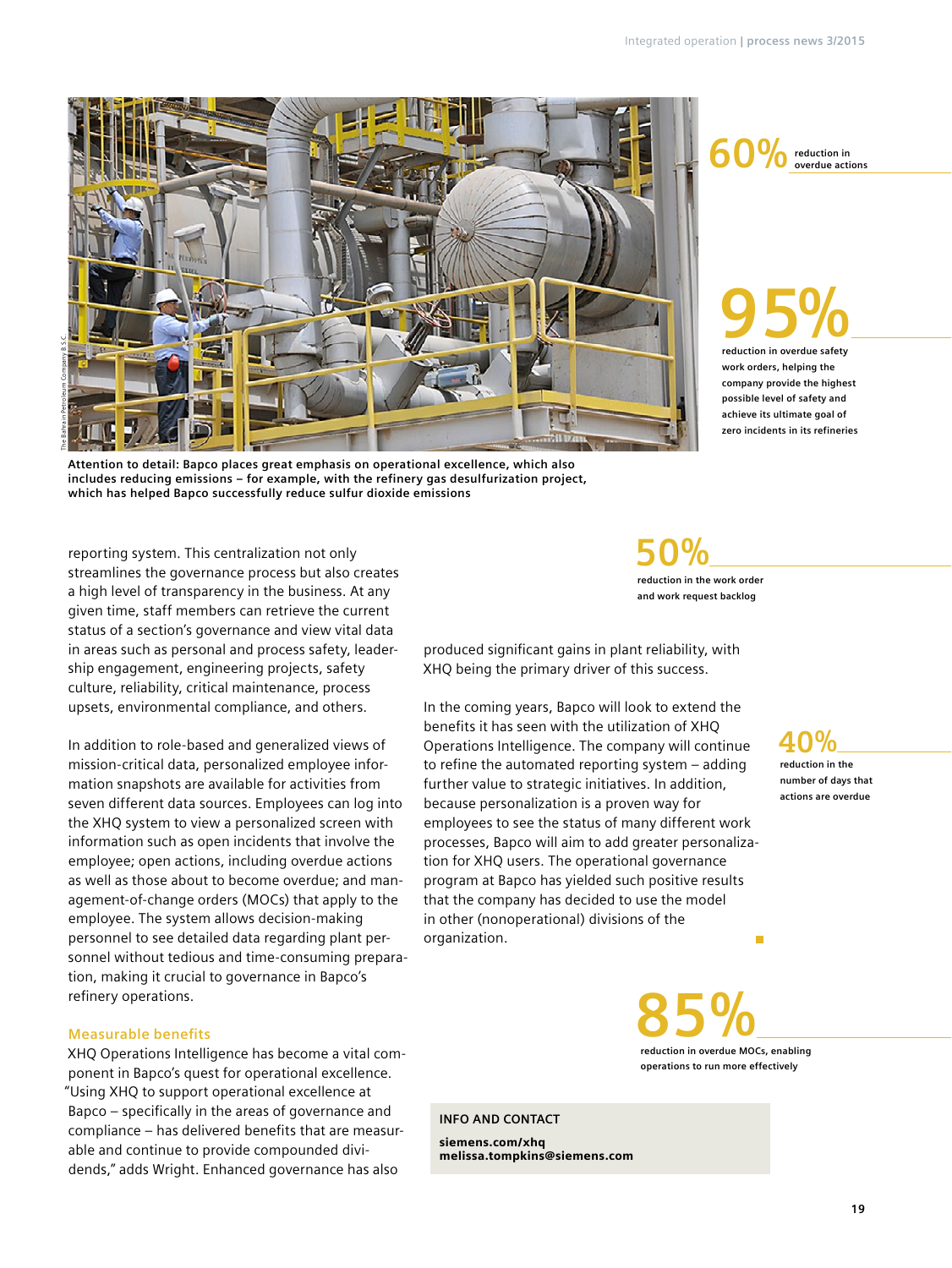Attention to detail: Bapco places great emphasis on operational excellence, which also includes reducing emissions – for example, with the refinery gas desulfurization project, which has helped Bapco successfully reduce sulfur dioxide emissions

**60%** reduction in overdue actions

**95%** reduction in overdue safety work orders, helping the company provide the highest possible level of safety and achieve its ultimate goal of zero incidents in its refineries

reporting system. This centralization not only streamlines the governance process but also creates a high level of transparency in the business. At any given time, staff members can retrieve the current status of a section's governance and view vital data in areas such as personal and process safety, leadership engagement, engineering projects, safety culture, reliability, critical maintenance, process upsets, environmental compliance, and others.

In addition to role-based and generalized views of mission-critical data, personalized employee information snapshots are available for activities from seven different data sources. Employees can log into the XHQ system to view a personalized screen with information such as open incidents that involve the employee; open actions, including overdue actions as well as those about to become overdue; and management-of-change orders (MOCs) that apply to the employee. The system allows decision-making personnel to see detailed data regarding plant personnel without tedious and time-consuming preparation, making it crucial to governance in Bapco's refinery operations.

### Measurable benefits

XHQ Operations Intelligence has become a vital component in Bapco's quest for operational excellence. "Using XHQ to support operational excellence at Bapco – specifically in the areas of governance and compliance – has delivered benefits that are measurable and continue to provide compounded dividends," adds Wright. Enhanced governance has also produced significant gains in plant reliability, with XHQ being the primary driver of this success.

**50%** reduction in the work order and work request backlog

In the coming years, Bapco will look to extend the benefits it has seen with the utilization of XHQ Operations Intelligence. The company will continue to refine the automated reporting system – adding further value to strategic initiatives. In addition, because personalization is a proven way for employees to see the status of many different work processes, Bapco will aim to add greater personalization for XHQ users. The operational governance program at Bapco has yielded such positive results that the company has decided to use the model in other (nonoperational) divisions of the organization.

**40%** reduction in the number of days that actions are overdue

**85%** reduction in overdue MOCs, enabling operations to run more effectively

**INFO AND CONTACT**

**siemens.com/xhq**
**melissa.tompkins@siemens.com**